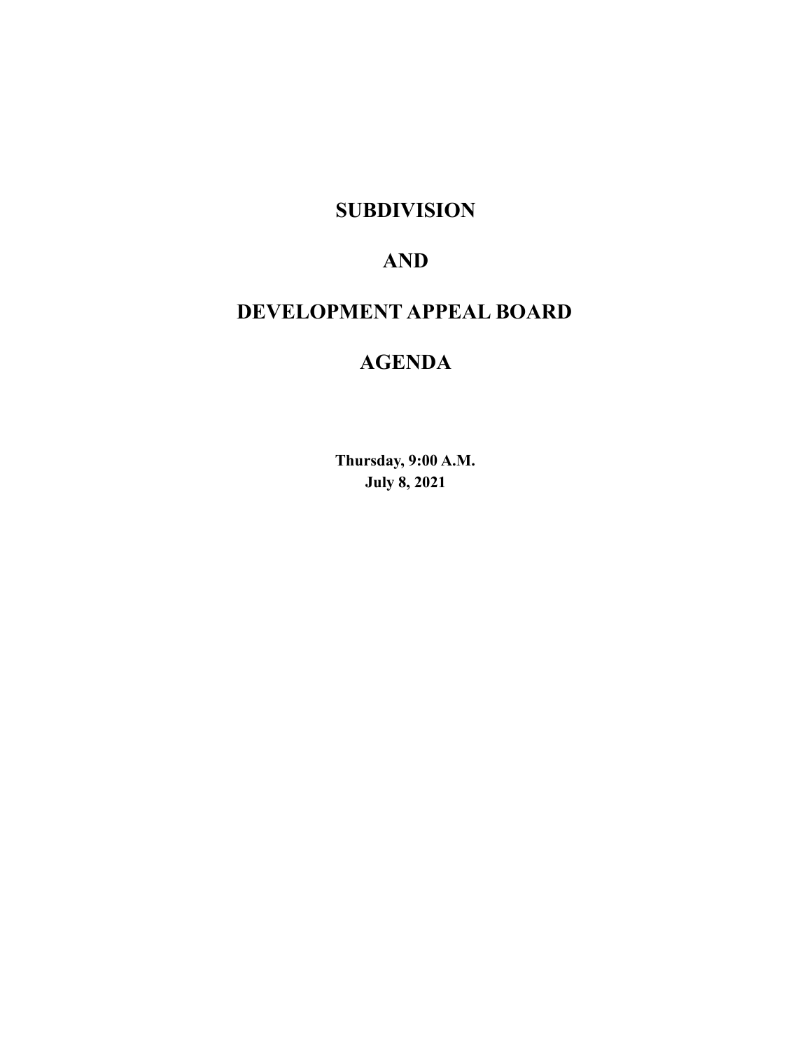# SUBDIVISION

# AND

# DEVELOPMENT APPEAL BOARD

# AGENDA

**Thursday, 9:00 A.M.**
**July 8, 2021**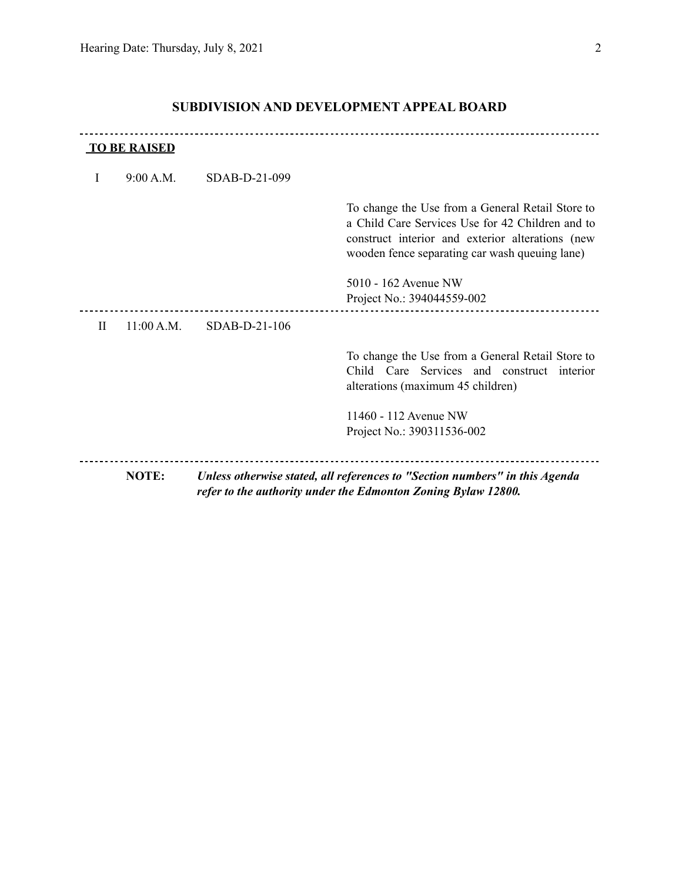## SUBDIVISION AND DEVELOPMENT APPEAL BOARD

---

**TO BE RAISED**

I 9:00 A.M. SDAB-D-21-099

To change the Use from a General Retail Store to a Child Care Services Use for 42 Children and to construct interior and exterior alterations (new wooden fence separating car wash queuing lane)

5010 - 162 Avenue NW
Project No.: 394044559-002

---

II 11:00 A.M. SDAB-D-21-106

To change the Use from a General Retail Store to Child Care Services and construct interior alterations (maximum 45 children)

11460 - 112 Avenue NW
Project No.: 390311536-002

---

**NOTE:** ***Unless otherwise stated, all references to "Section numbers" in this Agenda refer to the authority under the Edmonton Zoning Bylaw 12800.***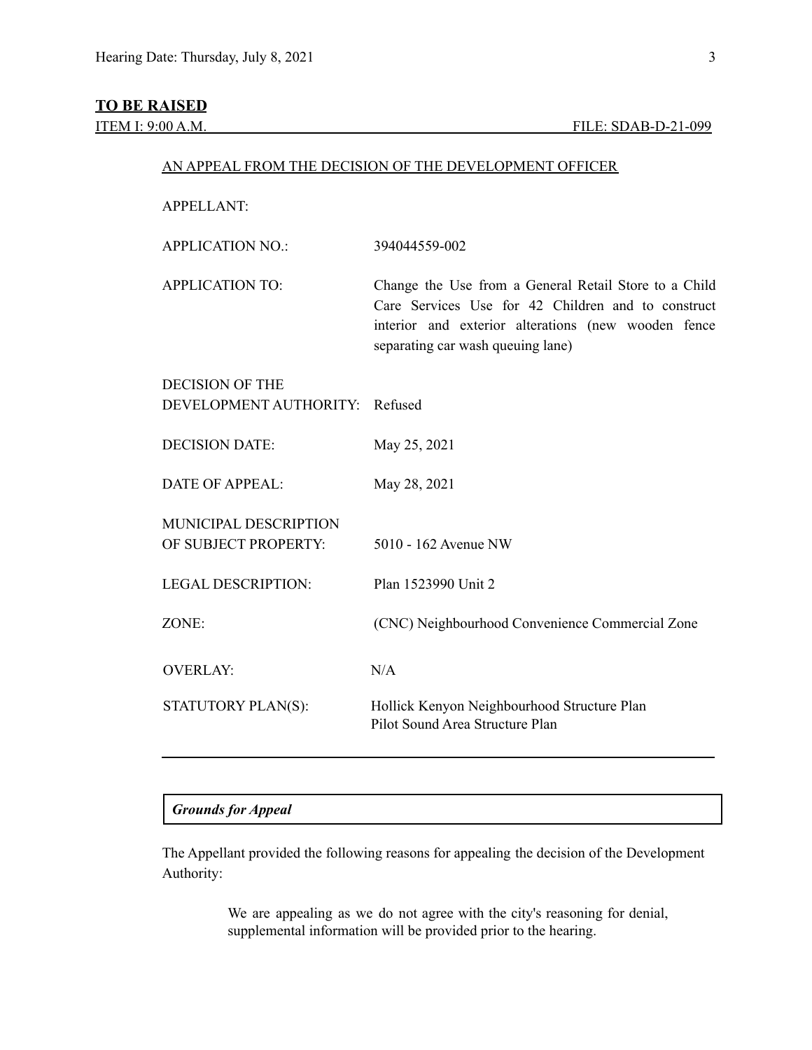**TO BE RAISED**

ITEM I: 9:00 A.M. FILE: SDAB-D-21-099

AN APPEAL FROM THE DECISION OF THE DEVELOPMENT OFFICER

| | |
|---|---|
| APPELLANT: | |
| APPLICATION NO.: | 394044559-002 |
| APPLICATION TO: | Change the Use from a General Retail Store to a Child Care Services Use for 42 Children and to construct interior and exterior alterations (new wooden fence separating car wash queuing lane) |
| DECISION OF THE DEVELOPMENT AUTHORITY: | Refused |
| DECISION DATE: | May 25, 2021 |
| DATE OF APPEAL: | May 28, 2021 |
| MUNICIPAL DESCRIPTION OF SUBJECT PROPERTY: | 5010 - 162 Avenue NW |
| LEGAL DESCRIPTION: | Plan 1523990 Unit 2 |
| ZONE: | (CNC) Neighbourhood Convenience Commercial Zone |
| OVERLAY: | N/A |
| STATUTORY PLAN(S): | Hollick Kenyon Neighbourhood Structure Plan<br>Pilot Sound Area Structure Plan |

***Grounds for Appeal***

The Appellant provided the following reasons for appealing the decision of the Development Authority:

> We are appealing as we do not agree with the city's reasoning for denial, supplemental information will be provided prior to the hearing.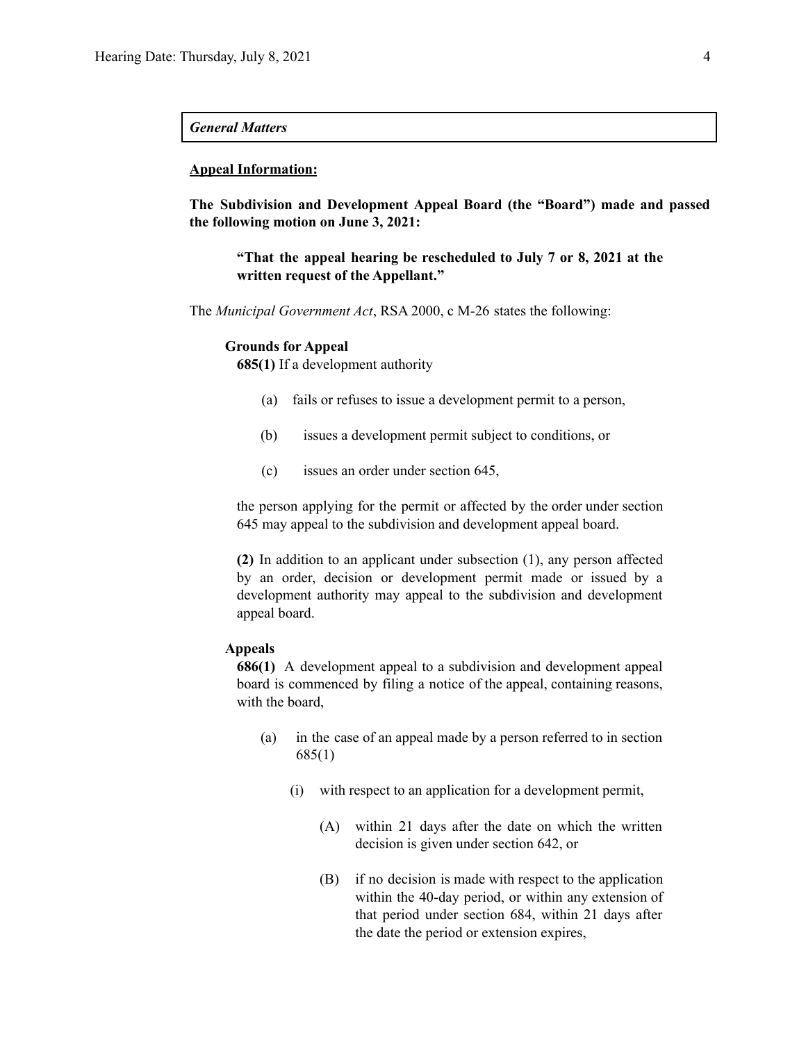*General Matters*

**Appeal Information:**

**The Subdivision and Development Appeal Board (the "Board") made and passed the following motion on June 3, 2021:**

> **"That the appeal hearing be rescheduled to July 7 or 8, 2021 at the written request of the Appellant."**

The *Municipal Government Act*, RSA 2000, c M-26 states the following:

**Grounds for Appeal**

**685(1)** If a development authority

- (a) fails or refuses to issue a development permit to a person,
- (b) issues a development permit subject to conditions, or
- (c) issues an order under section 645,

the person applying for the permit or affected by the order under section 645 may appeal to the subdivision and development appeal board.

**(2)** In addition to an applicant under subsection (1), any person affected by an order, decision or development permit made or issued by a development authority may appeal to the subdivision and development appeal board.

**Appeals**

**686(1)** A development appeal to a subdivision and development appeal board is commenced by filing a notice of the appeal, containing reasons, with the board,

- (a) in the case of an appeal made by a person referred to in section 685(1)
  - (i) with respect to an application for a development permit,
    - (A) within 21 days after the date on which the written decision is given under section 642, or
    - (B) if no decision is made with respect to the application within the 40-day period, or within any extension of that period under section 684, within 21 days after the date the period or extension expires,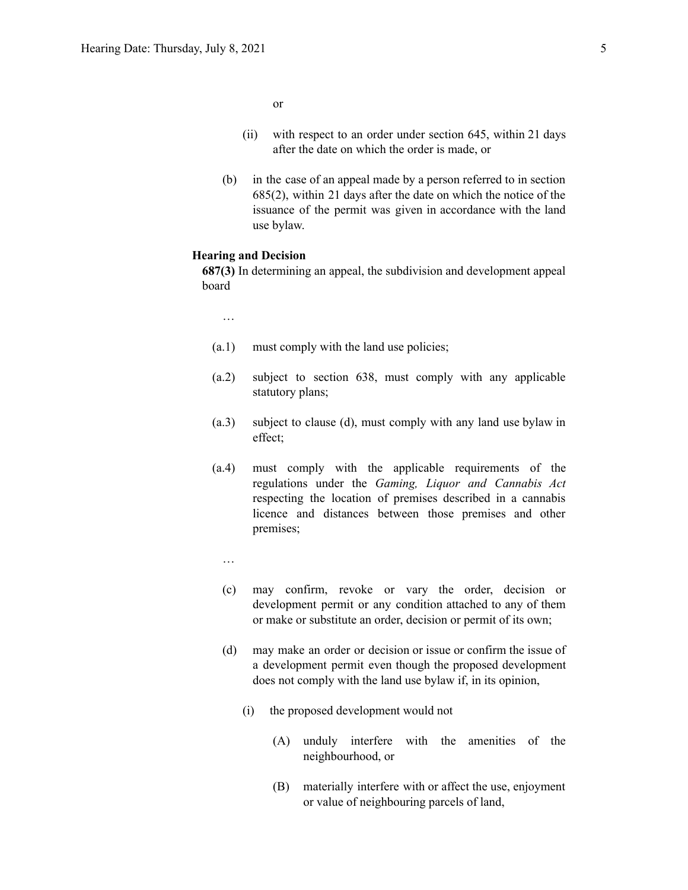or

(ii) with respect to an order under section 645, within 21 days after the date on which the order is made, or

(b) in the case of an appeal made by a person referred to in section 685(2), within 21 days after the date on which the notice of the issuance of the permit was given in accordance with the land use bylaw.

**Hearing and Decision**

**687(3)** In determining an appeal, the subdivision and development appeal board

…

(a.1) must comply with the land use policies;

(a.2) subject to section 638, must comply with any applicable statutory plans;

(a.3) subject to clause (d), must comply with any land use bylaw in effect;

(a.4) must comply with the applicable requirements of the regulations under the *Gaming, Liquor and Cannabis Act* respecting the location of premises described in a cannabis licence and distances between those premises and other premises;

…

(c) may confirm, revoke or vary the order, decision or development permit or any condition attached to any of them or make or substitute an order, decision or permit of its own;

(d) may make an order or decision or issue or confirm the issue of a development permit even though the proposed development does not comply with the land use bylaw if, in its opinion,

(i) the proposed development would not

(A) unduly interfere with the amenities of the neighbourhood, or

(B) materially interfere with or affect the use, enjoyment or value of neighbouring parcels of land,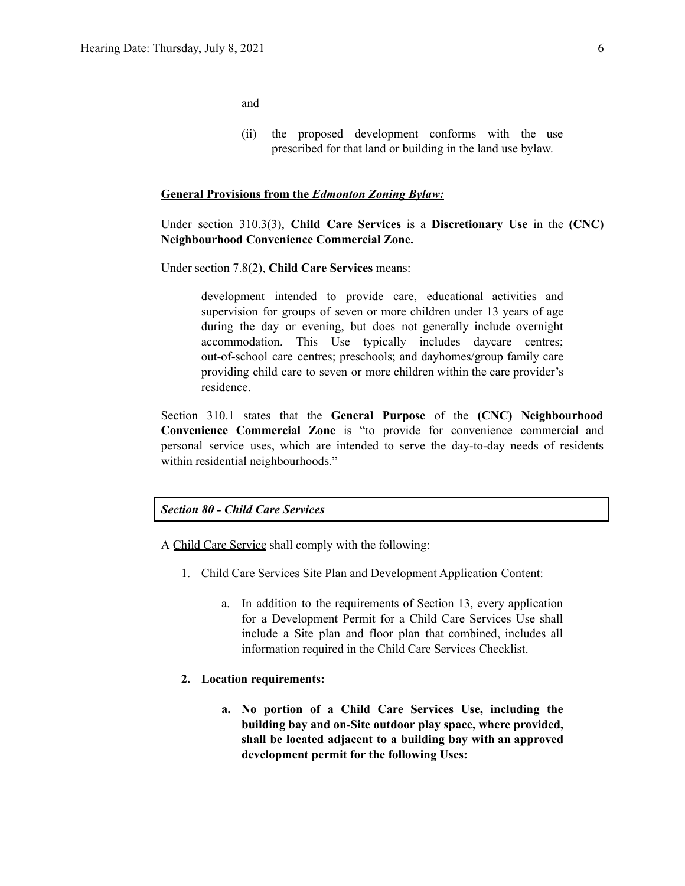and

(ii) the proposed development conforms with the use prescribed for that land or building in the land use bylaw.

**General Provisions from the *Edmonton Zoning Bylaw:***

Under section 310.3(3), **Child Care Services** is a **Discretionary Use** in the **(CNC) Neighbourhood Convenience Commercial Zone.**

Under section 7.8(2), **Child Care Services** means:

> development intended to provide care, educational activities and supervision for groups of seven or more children under 13 years of age during the day or evening, but does not generally include overnight accommodation. This Use typically includes daycare centres; out-of-school care centres; preschools; and dayhomes/group family care providing child care to seven or more children within the care provider's residence.

Section 310.1 states that the **General Purpose** of the **(CNC) Neighbourhood Convenience Commercial Zone** is "to provide for convenience commercial and personal service uses, which are intended to serve the day-to-day needs of residents within residential neighbourhoods."

***Section 80 - Child Care Services***

A Child Care Service shall comply with the following:

1. Child Care Services Site Plan and Development Application Content:

   a. In addition to the requirements of Section 13, every application for a Development Permit for a Child Care Services Use shall include a Site plan and floor plan that combined, includes all information required in the Child Care Services Checklist.

2. **Location requirements:**

   a. **No portion of a Child Care Services Use, including the building bay and on-Site outdoor play space, where provided, shall be located adjacent to a building bay with an approved development permit for the following Uses:**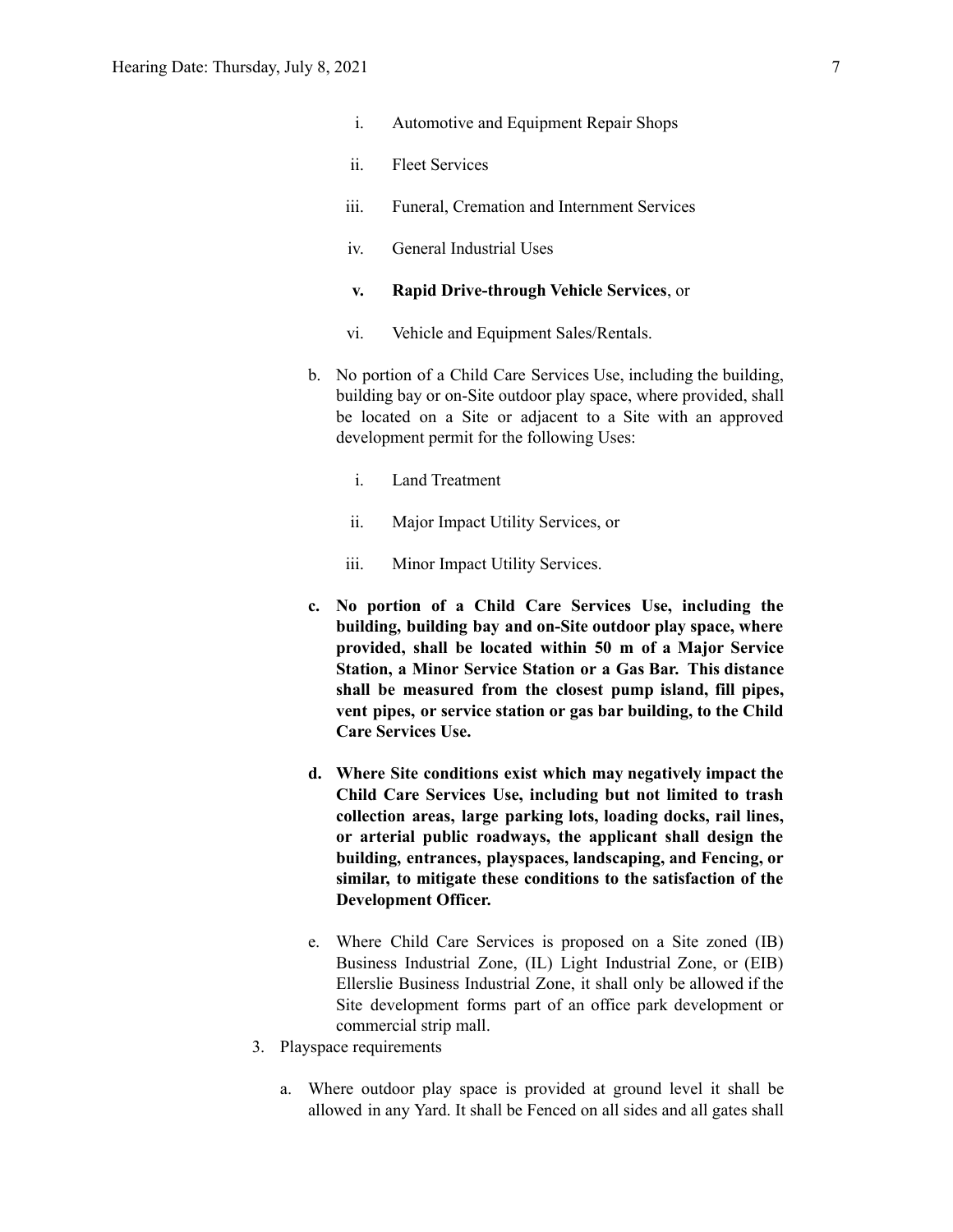i. Automotive and Equipment Repair Shops

ii. Fleet Services

iii. Funeral, Cremation and Internment Services

iv. General Industrial Uses

**v. Rapid Drive-through Vehicle Services**, or

vi. Vehicle and Equipment Sales/Rentals.

b. No portion of a Child Care Services Use, including the building, building bay or on-Site outdoor play space, where provided, shall be located on a Site or adjacent to a Site with an approved development permit for the following Uses:

i. Land Treatment

ii. Major Impact Utility Services, or

iii. Minor Impact Utility Services.

**c. No portion of a Child Care Services Use, including the building, building bay and on-Site outdoor play space, where provided, shall be located within 50 m of a Major Service Station, a Minor Service Station or a Gas Bar. This distance shall be measured from the closest pump island, fill pipes, vent pipes, or service station or gas bar building, to the Child Care Services Use.**

**d. Where Site conditions exist which may negatively impact the Child Care Services Use, including but not limited to trash collection areas, large parking lots, loading docks, rail lines, or arterial public roadways, the applicant shall design the building, entrances, playspaces, landscaping, and Fencing, or similar, to mitigate these conditions to the satisfaction of the Development Officer.**

e. Where Child Care Services is proposed on a Site zoned (IB) Business Industrial Zone, (IL) Light Industrial Zone, or (EIB) Ellerslie Business Industrial Zone, it shall only be allowed if the Site development forms part of an office park development or commercial strip mall.

3. Playspace requirements

a. Where outdoor play space is provided at ground level it shall be allowed in any Yard. It shall be Fenced on all sides and all gates shall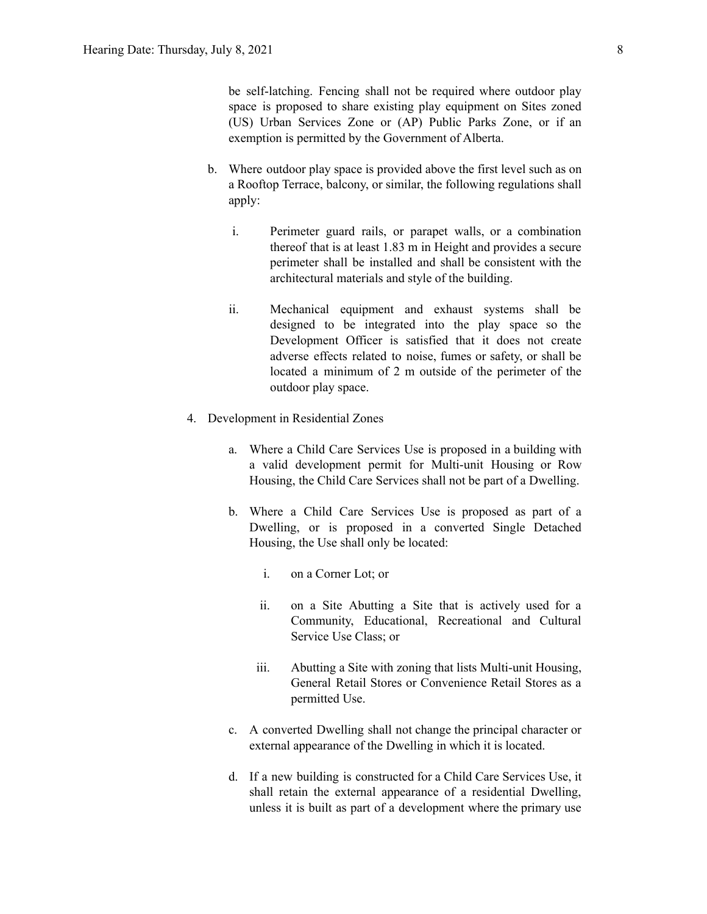be self-latching. Fencing shall not be required where outdoor play space is proposed to share existing play equipment on Sites zoned (US) Urban Services Zone or (AP) Public Parks Zone, or if an exemption is permitted by the Government of Alberta.

b. Where outdoor play space is provided above the first level such as on a Rooftop Terrace, balcony, or similar, the following regulations shall apply:

   i. Perimeter guard rails, or parapet walls, or a combination thereof that is at least 1.83 m in Height and provides a secure perimeter shall be installed and shall be consistent with the architectural materials and style of the building.

   ii. Mechanical equipment and exhaust systems shall be designed to be integrated into the play space so the Development Officer is satisfied that it does not create adverse effects related to noise, fumes or safety, or shall be located a minimum of 2 m outside of the perimeter of the outdoor play space.

4. Development in Residential Zones

   a. Where a Child Care Services Use is proposed in a building with a valid development permit for Multi-unit Housing or Row Housing, the Child Care Services shall not be part of a Dwelling.

   b. Where a Child Care Services Use is proposed as part of a Dwelling, or is proposed in a converted Single Detached Housing, the Use shall only be located:

      i. on a Corner Lot; or

      ii. on a Site Abutting a Site that is actively used for a Community, Educational, Recreational and Cultural Service Use Class; or

      iii. Abutting a Site with zoning that lists Multi-unit Housing, General Retail Stores or Convenience Retail Stores as a permitted Use.

   c. A converted Dwelling shall not change the principal character or external appearance of the Dwelling in which it is located.

   d. If a new building is constructed for a Child Care Services Use, it shall retain the external appearance of a residential Dwelling, unless it is built as part of a development where the primary use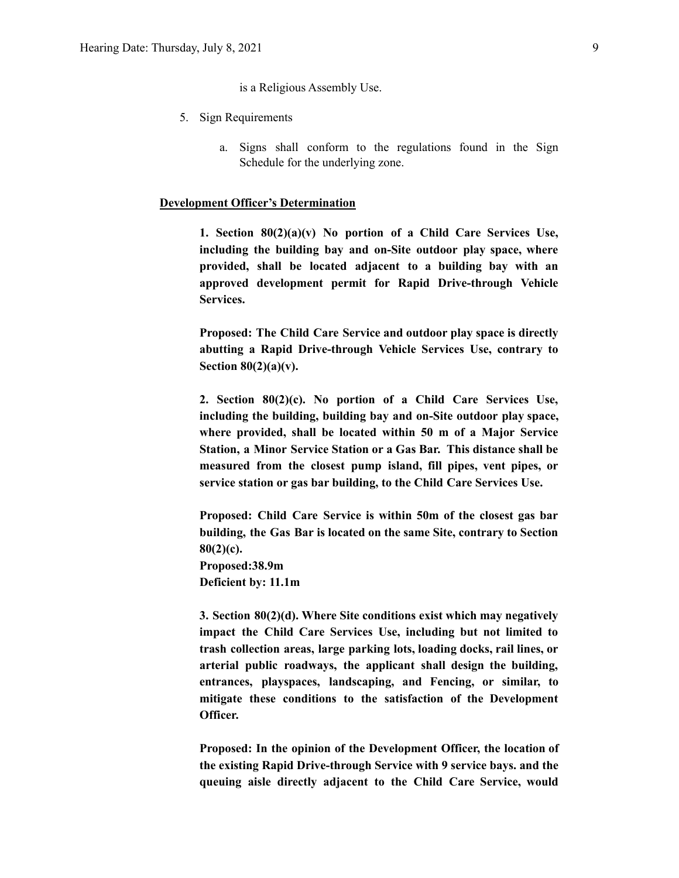is a Religious Assembly Use.

5. Sign Requirements

    a. Signs shall conform to the regulations found in the Sign Schedule for the underlying zone.

**Development Officer's Determination**

**1. Section 80(2)(a)(v) No portion of a Child Care Services Use, including the building bay and on-Site outdoor play space, where provided, shall be located adjacent to a building bay with an approved development permit for Rapid Drive-through Vehicle Services.**

**Proposed: The Child Care Service and outdoor play space is directly abutting a Rapid Drive-through Vehicle Services Use, contrary to Section 80(2)(a)(v).**

**2. Section 80(2)(c). No portion of a Child Care Services Use, including the building, building bay and on-Site outdoor play space, where provided, shall be located within 50 m of a Major Service Station, a Minor Service Station or a Gas Bar. This distance shall be measured from the closest pump island, fill pipes, vent pipes, or service station or gas bar building, to the Child Care Services Use.**

**Proposed: Child Care Service is within 50m of the closest gas bar building, the Gas Bar is located on the same Site, contrary to Section 80(2)(c).**
**Proposed:38.9m**
**Deficient by: 11.1m**

**3. Section 80(2)(d). Where Site conditions exist which may negatively impact the Child Care Services Use, including but not limited to trash collection areas, large parking lots, loading docks, rail lines, or arterial public roadways, the applicant shall design the building, entrances, playspaces, landscaping, and Fencing, or similar, to mitigate these conditions to the satisfaction of the Development Officer.**

**Proposed: In the opinion of the Development Officer, the location of the existing Rapid Drive-through Service with 9 service bays. and the queuing aisle directly adjacent to the Child Care Service, would**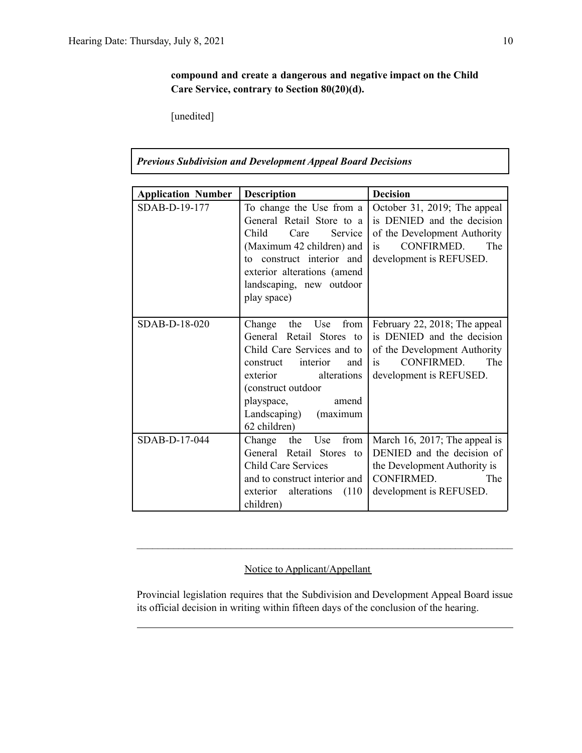**compound and create a dangerous and negative impact on the Child Care Service, contrary to Section 80(20)(d).**

[unedited]

***Previous Subdivision and Development Appeal Board Decisions***

| Application Number | Description | Decision |
| --- | --- | --- |
| SDAB-D-19-177 | To change the Use from a General Retail Store to a Child Care Service (Maximum 42 children) and to construct interior and exterior alterations (amend landscaping, new outdoor play space) | October 31, 2019; The appeal is DENIED and the decision of the Development Authority is CONFIRMED. The development is REFUSED. |
| SDAB-D-18-020 | Change the Use from General Retail Stores to Child Care Services and to construct interior and exterior alterations (construct outdoor playspace, amend Landscaping) (maximum 62 children) | February 22, 2018; The appeal is DENIED and the decision of the Development Authority is CONFIRMED. The development is REFUSED. |
| SDAB-D-17-044 | Change the Use from General Retail Stores to Child Care Services and to construct interior and exterior alterations (110 children) | March 16, 2017; The appeal is DENIED and the decision of the Development Authority is CONFIRMED. The development is REFUSED. |

---

Notice to Applicant/Appellant

Provincial legislation requires that the Subdivision and Development Appeal Board issue its official decision in writing within fifteen days of the conclusion of the hearing.

---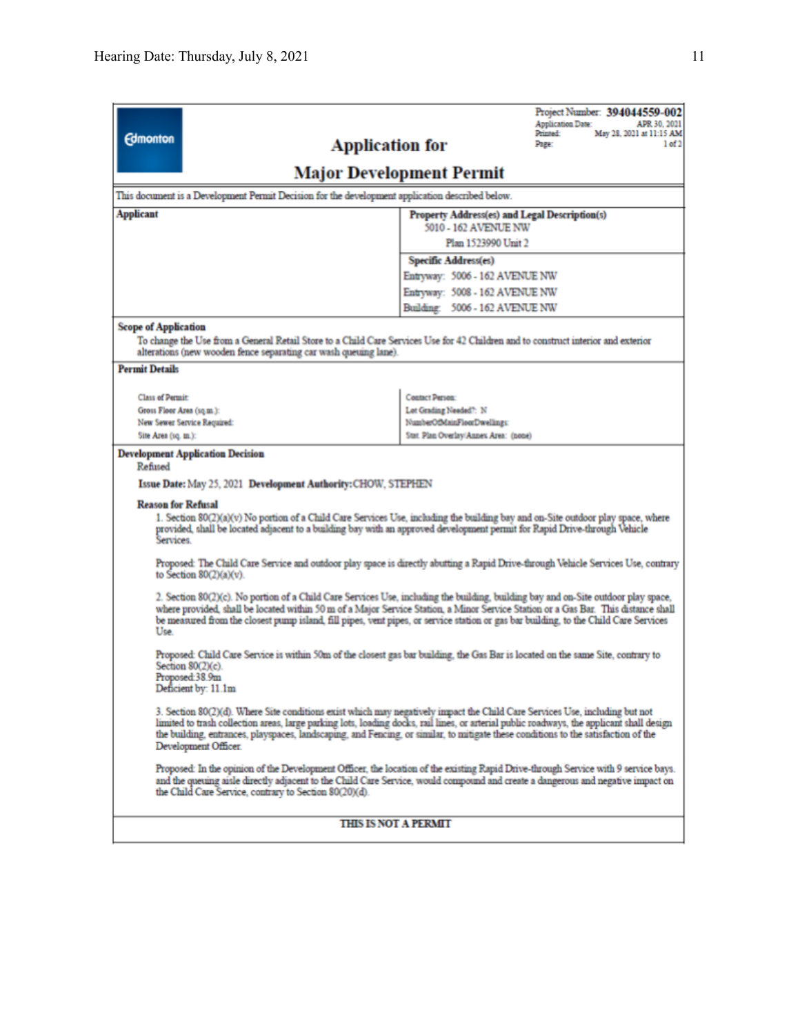Edmonton

# Application for Major Development Permit

Project Number: **394044559-002**
Application Date: APR 30, 2021
Printed: May 28, 2021 at 11:15 AM
Page: 1 of 2

This document is a Development Permit Decision for the development application described below.

| **Applicant** | **Property Address(es) and Legal Description(s)** |
|---|---|
| | 5010 - 162 AVENUE NW |
| | Plan 1523990 Unit 2 |
| | **Specific Address(es)** |
| | Entryway: 5006 - 162 AVENUE NW |
| | Entryway: 5008 - 162 AVENUE NW |
| | Building: 5006 - 162 AVENUE NW |

**Scope of Application**

To change the Use from a General Retail Store to a Child Care Services Use for 42 Children and to construct interior and exterior alterations (new wooden fence separating car wash queuing lane).

**Permit Details**

| | |
|---|---|
| Class of Permit: | Contact Person: |
| Gross Floor Area (sq.m.): | Lot Grading Needed?: N |
| New Sewer Service Required: | NumberOfMainFloorDwellings: |
| Site Area (sq. m.): | Stat. Plan Overlay/Annex Area: (none) |

**Development Application Decision**

Refused

**Issue Date:** May 25, 2021 **Development Authority:** CHOW, STEPHEN

**Reason for Refusal**

1. Section 80(2)(a)(v) No portion of a Child Care Services Use, including the building bay and on-Site outdoor play space, where provided, shall be located adjacent to a building bay with an approved development permit for Rapid Drive-through Vehicle Services.

Proposed: The Child Care Service and outdoor play space is directly abutting a Rapid Drive-through Vehicle Services Use, contrary to Section 80(2)(a)(v).

2. Section 80(2)(c). No portion of a Child Care Services Use, including the building, building bay and on-Site outdoor play space, where provided, shall be located within 50 m of a Major Service Station, a Minor Service Station or a Gas Bar. This distance shall be measured from the closest pump island, fill pipes, vent pipes, or service station or gas bar building, to the Child Care Services Use.

Proposed: Child Care Service is within 50m of the closest gas bar building, the Gas Bar is located on the same Site, contrary to Section 80(2)(c).
Proposed: 38.9m
Deficient by: 11.1m

3. Section 80(2)(d). Where Site conditions exist which may negatively impact the Child Care Services Use, including but not limited to trash collection areas, large parking lots, loading docks, rail lines, or arterial public roadways, the applicant shall design the building, entrances, playspaces, landscaping, and Fencing, or similar, to mitigate these conditions to the satisfaction of the Development Officer.

Proposed: In the opinion of the Development Officer, the location of the existing Rapid Drive-through Service with 9 service bays and the queuing aisle directly adjacent to the Child Care Service, would compound and create a dangerous and negative impact on the Child Care Service, contrary to Section 80(20)(d).

**THIS IS NOT A PERMIT**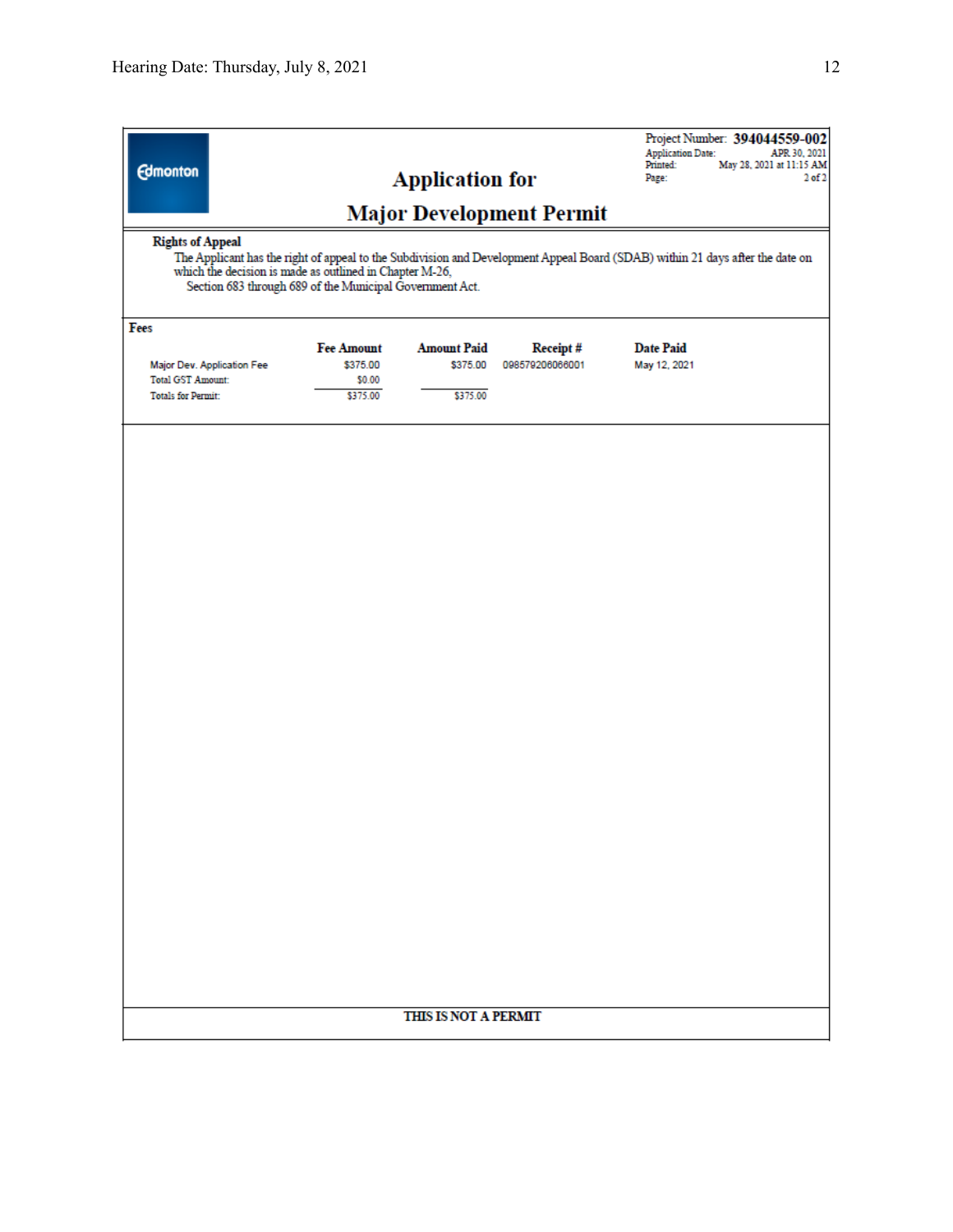Edmonton

# Application for Major Development Permit

Project Number: **394044559-002**
Application Date: APR 30, 2021
Printed: May 28, 2021 at 11:15 AM
Page: 2 of 2

**Rights of Appeal**

The Applicant has the right of appeal to the Subdivision and Development Appeal Board (SDAB) within 21 days after the date on which the decision is made as outlined in Chapter M-26, Section 683 through 689 of the Municipal Government Act.

**Fees**

| | Fee Amount | Amount Paid | Receipt # | Date Paid |
|---|---|---|---|---|
| Major Dev. Application Fee | $375.00 | $375.00 | 098579206066001 | May 12, 2021 |
| Total GST Amount: | $0.00 | | | |
| Totals for Permit: | $375.00 | $375.00 | | |

**THIS IS NOT A PERMIT**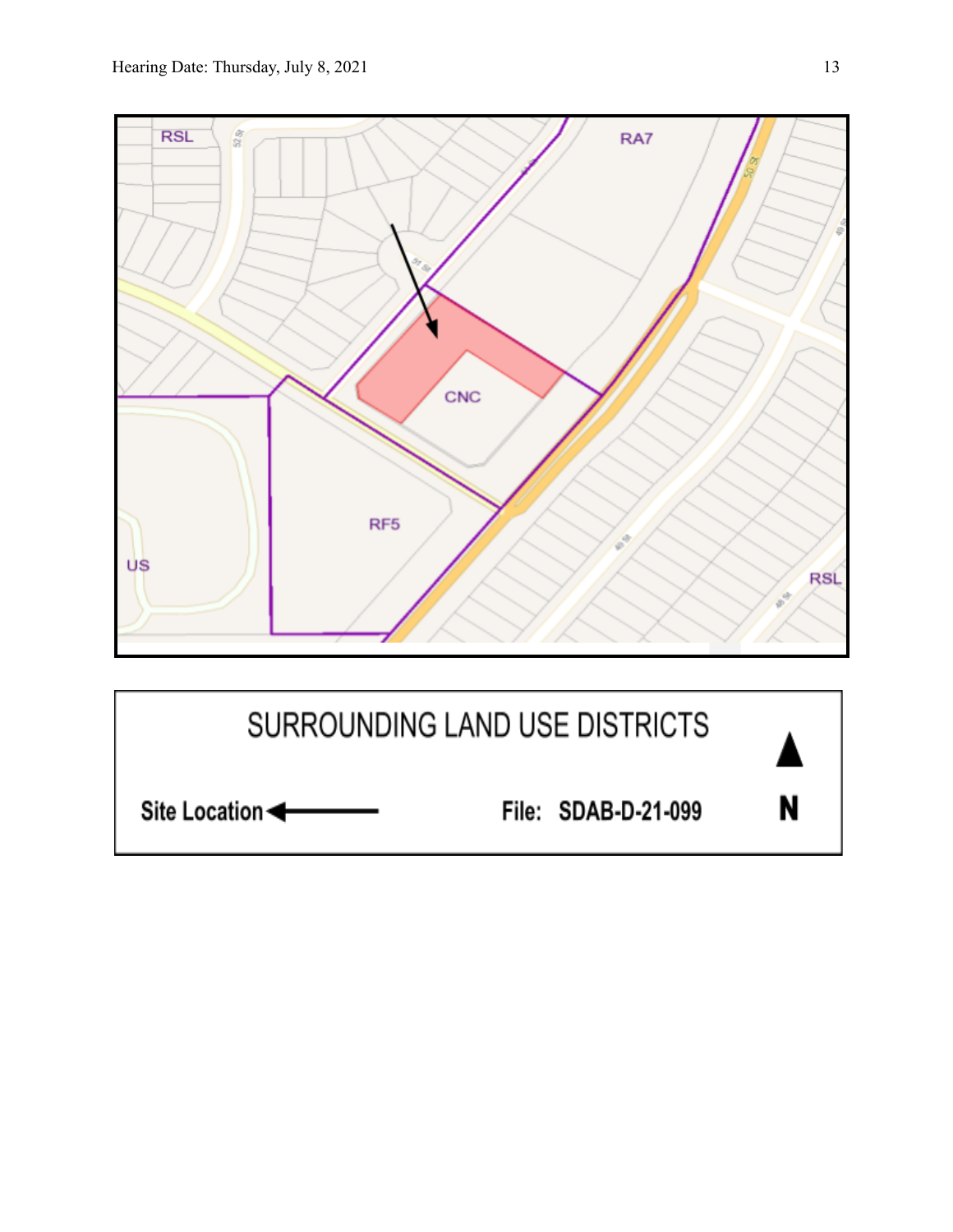RSL

RA7

CNC

RF5

US

RSL

SURROUNDING LAND USE DISTRICTS

Site Location ←

File: SDAB-D-21-099

N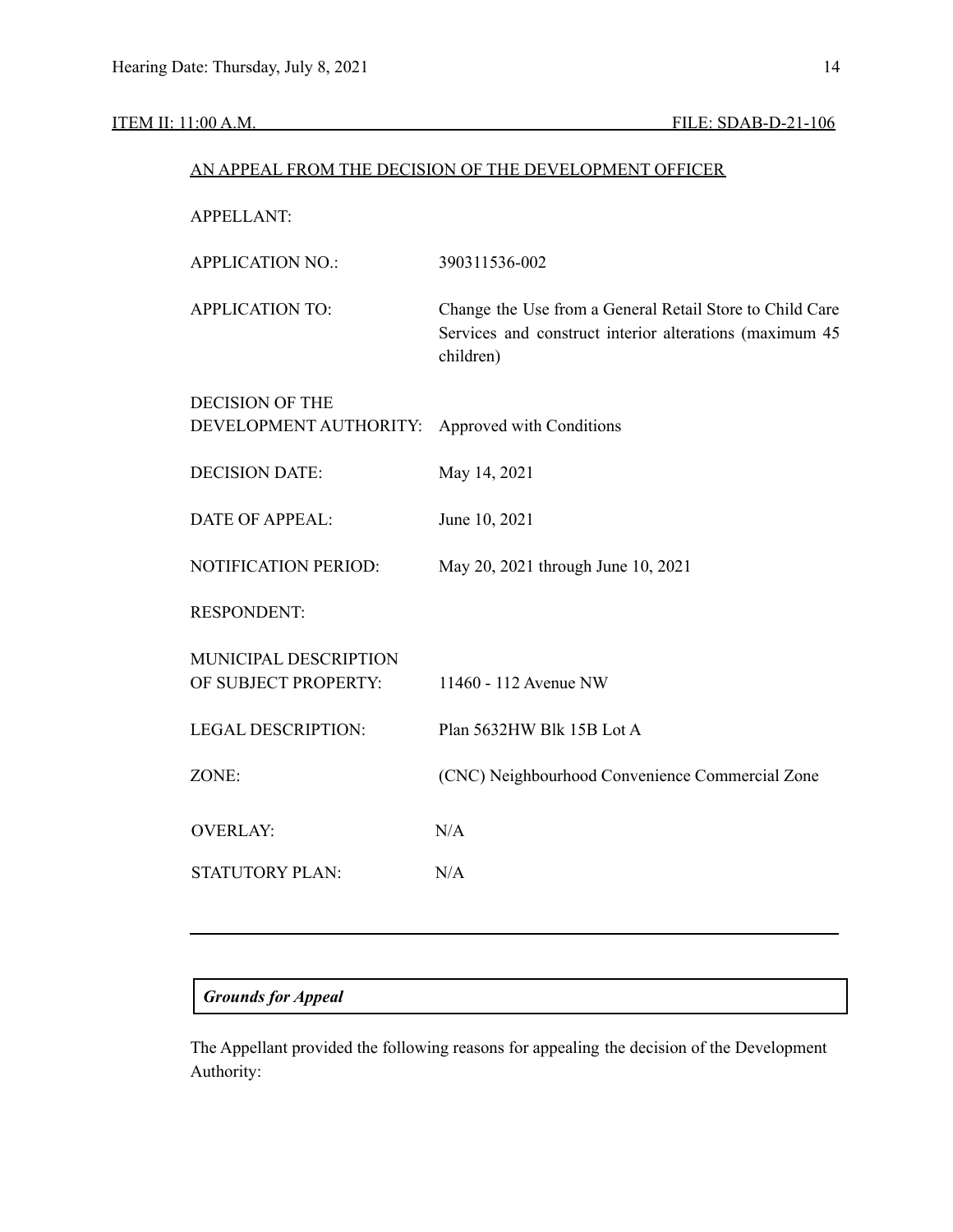ITEM II: 11:00 A.M. FILE: SDAB-D-21-106

AN APPEAL FROM THE DECISION OF THE DEVELOPMENT OFFICER

| | |
|---|---|
| APPELLANT: | |
| APPLICATION NO.: | 390311536-002 |
| APPLICATION TO: | Change the Use from a General Retail Store to Child Care Services and construct interior alterations (maximum 45 children) |
| DECISION OF THE DEVELOPMENT AUTHORITY: | Approved with Conditions |
| DECISION DATE: | May 14, 2021 |
| DATE OF APPEAL: | June 10, 2021 |
| NOTIFICATION PERIOD: | May 20, 2021 through June 10, 2021 |
| RESPONDENT: | |
| MUNICIPAL DESCRIPTION OF SUBJECT PROPERTY: | 11460 - 112 Avenue NW |
| LEGAL DESCRIPTION: | Plan 5632HW Blk 15B Lot A |
| ZONE: | (CNC) Neighbourhood Convenience Commercial Zone |
| OVERLAY: | N/A |
| STATUTORY PLAN: | N/A |

---

***Grounds for Appeal***

The Appellant provided the following reasons for appealing the decision of the Development Authority: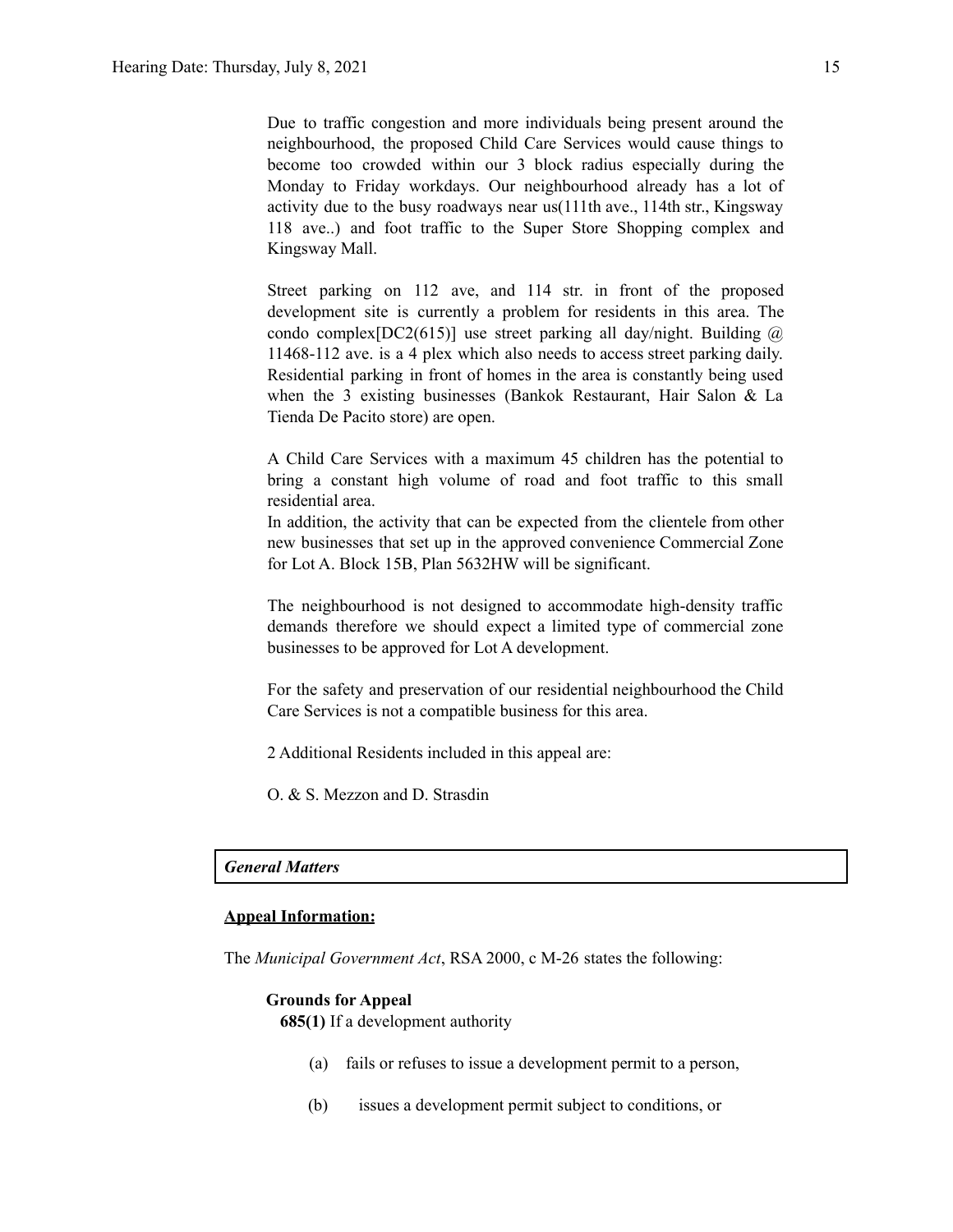Due to traffic congestion and more individuals being present around the neighbourhood, the proposed Child Care Services would cause things to become too crowded within our 3 block radius especially during the Monday to Friday workdays. Our neighbourhood already has a lot of activity due to the busy roadways near us(111th ave., 114th str., Kingsway 118 ave..) and foot traffic to the Super Store Shopping complex and Kingsway Mall.

Street parking on 112 ave, and 114 str. in front of the proposed development site is currently a problem for residents in this area. The condo complex[DC2(615)] use street parking all day/night. Building @ 11468-112 ave. is a 4 plex which also needs to access street parking daily. Residential parking in front of homes in the area is constantly being used when the 3 existing businesses (Bankok Restaurant, Hair Salon & La Tienda De Pacito store) are open.

A Child Care Services with a maximum 45 children has the potential to bring a constant high volume of road and foot traffic to this small residential area.
In addition, the activity that can be expected from the clientele from other new businesses that set up in the approved convenience Commercial Zone for Lot A. Block 15B, Plan 5632HW will be significant.

The neighbourhood is not designed to accommodate high-density traffic demands therefore we should expect a limited type of commercial zone businesses to be approved for Lot A development.

For the safety and preservation of our residential neighbourhood the Child Care Services is not a compatible business for this area.

2 Additional Residents included in this appeal are:

O. & S. Mezzon and D. Strasdin

***General Matters***

**Appeal Information:**

The *Municipal Government Act*, RSA 2000, c M-26 states the following:

**Grounds for Appeal**

**685(1)** If a development authority

(a) fails or refuses to issue a development permit to a person,

(b) issues a development permit subject to conditions, or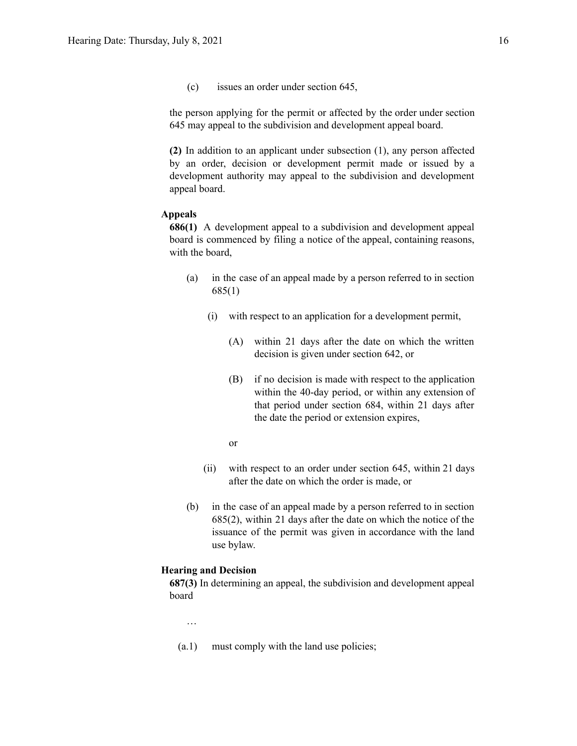(c) issues an order under section 645,

the person applying for the permit or affected by the order under section 645 may appeal to the subdivision and development appeal board.

**(2)** In addition to an applicant under subsection (1), any person affected by an order, decision or development permit made or issued by a development authority may appeal to the subdivision and development appeal board.

**Appeals**

**686(1)** A development appeal to a subdivision and development appeal board is commenced by filing a notice of the appeal, containing reasons, with the board,

- (a) in the case of an appeal made by a person referred to in section 685(1)
  - (i) with respect to an application for a development permit,
    - (A) within 21 days after the date on which the written decision is given under section 642, or
    - (B) if no decision is made with respect to the application within the 40-day period, or within any extension of that period under section 684, within 21 days after the date the period or extension expires,

    or
  - (ii) with respect to an order under section 645, within 21 days after the date on which the order is made, or
- (b) in the case of an appeal made by a person referred to in section 685(2), within 21 days after the date on which the notice of the issuance of the permit was given in accordance with the land use bylaw.

**Hearing and Decision**

**687(3)** In determining an appeal, the subdivision and development appeal board

…

(a.1) must comply with the land use policies;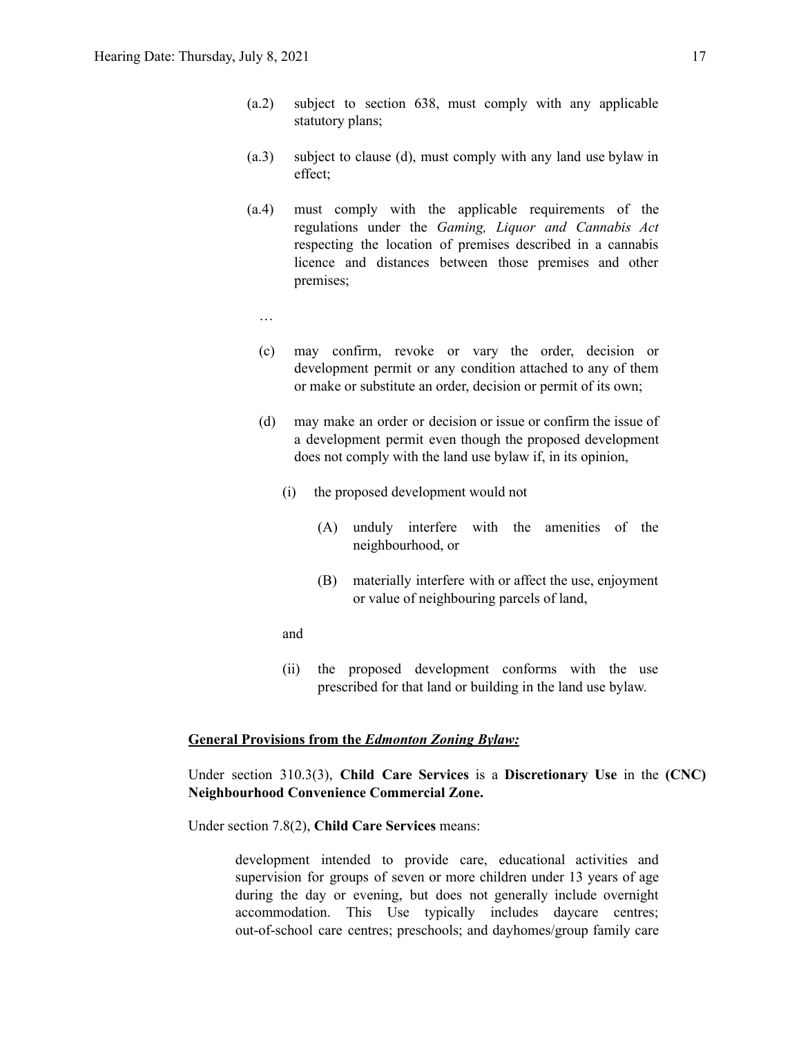(a.2) subject to section 638, must comply with any applicable statutory plans;

(a.3) subject to clause (d), must comply with any land use bylaw in effect;

(a.4) must comply with the applicable requirements of the regulations under the *Gaming, Liquor and Cannabis Act* respecting the location of premises described in a cannabis licence and distances between those premises and other premises;

…

(c) may confirm, revoke or vary the order, decision or development permit or any condition attached to any of them or make or substitute an order, decision or permit of its own;

(d) may make an order or decision or issue or confirm the issue of a development permit even though the proposed development does not comply with the land use bylaw if, in its opinion,

(i) the proposed development would not

(A) unduly interfere with the amenities of the neighbourhood, or

(B) materially interfere with or affect the use, enjoyment or value of neighbouring parcels of land,

and

(ii) the proposed development conforms with the use prescribed for that land or building in the land use bylaw.

**<u>General Provisions from the *Edmonton Zoning Bylaw:*</u>**

Under section 310.3(3), **Child Care Services** is a **Discretionary Use** in the **(CNC) Neighbourhood Convenience Commercial Zone.**

Under section 7.8(2), **Child Care Services** means:

> development intended to provide care, educational activities and supervision for groups of seven or more children under 13 years of age during the day or evening, but does not generally include overnight accommodation. This Use typically includes daycare centres; out-of-school care centres; preschools; and dayhomes/group family care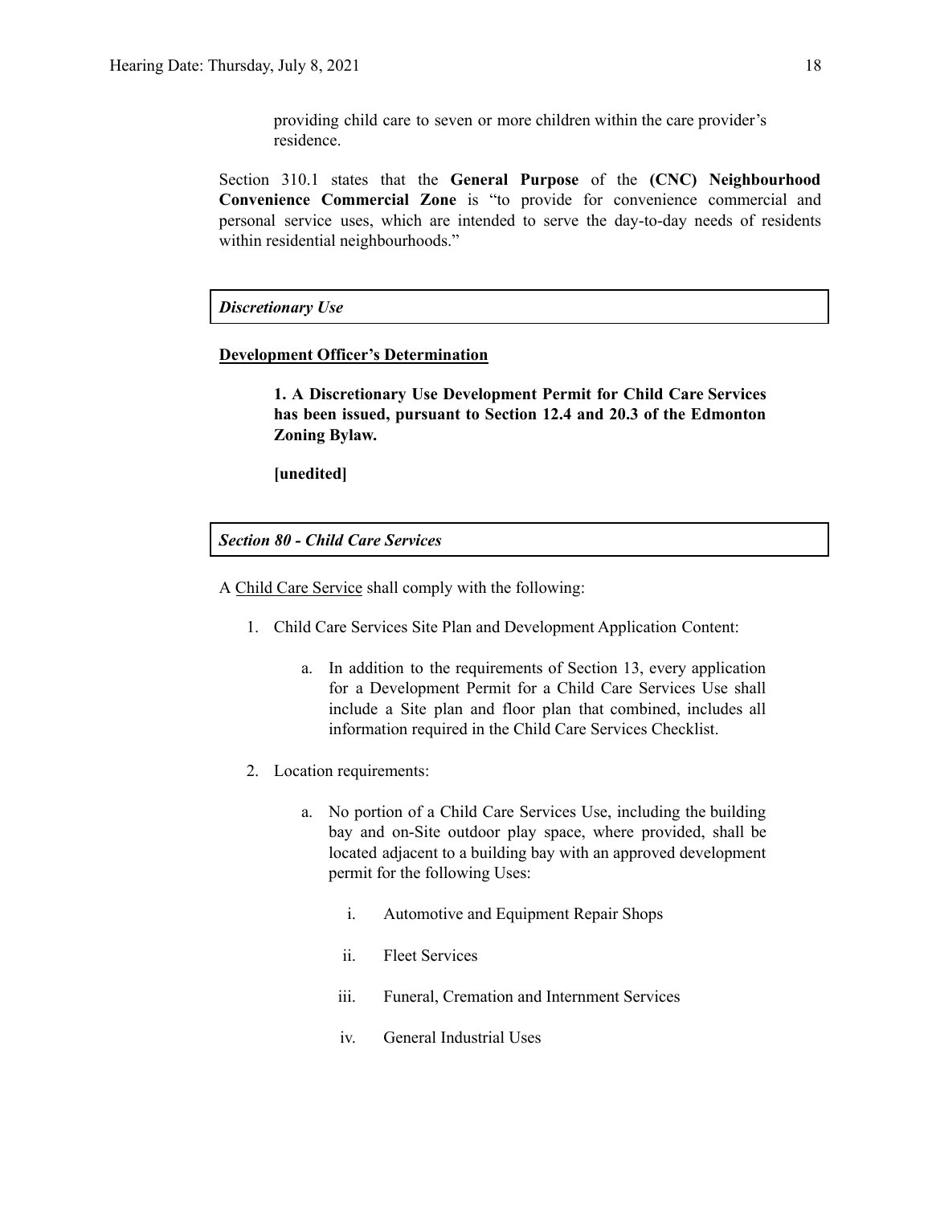providing child care to seven or more children within the care provider's residence.

Section 310.1 states that the **General Purpose** of the **(CNC) Neighbourhood Convenience Commercial Zone** is "to provide for convenience commercial and personal service uses, which are intended to serve the day-to-day needs of residents within residential neighbourhoods."

***Discretionary Use***

**Development Officer's Determination**

> **1. A Discretionary Use Development Permit for Child Care Services has been issued, pursuant to Section 12.4 and 20.3 of the Edmonton Zoning Bylaw.**
>
> **[unedited]**

***Section 80 - Child Care Services***

A Child Care Service shall comply with the following:

1. Child Care Services Site Plan and Development Application Content:

   a. In addition to the requirements of Section 13, every application for a Development Permit for a Child Care Services Use shall include a Site plan and floor plan that combined, includes all information required in the Child Care Services Checklist.

2. Location requirements:

   a. No portion of a Child Care Services Use, including the building bay and on-Site outdoor play space, where provided, shall be located adjacent to a building bay with an approved development permit for the following Uses:

      i. Automotive and Equipment Repair Shops

      ii. Fleet Services

      iii. Funeral, Cremation and Internment Services

      iv. General Industrial Uses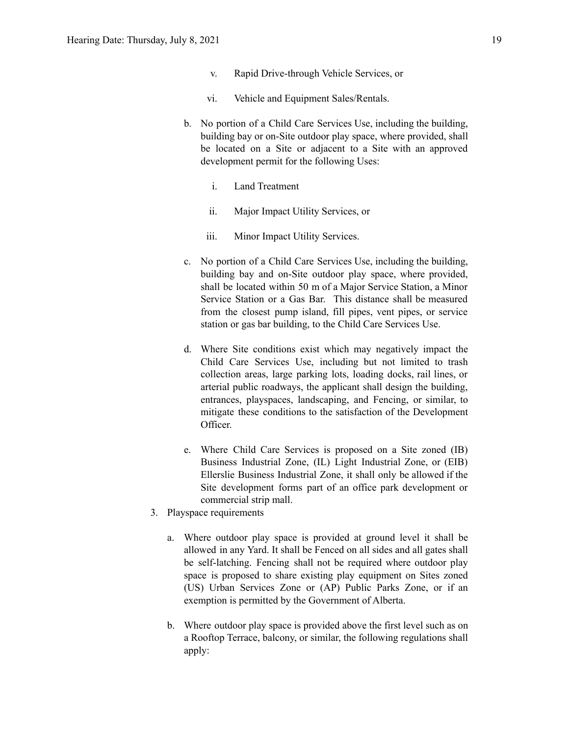v. Rapid Drive-through Vehicle Services, or

vi. Vehicle and Equipment Sales/Rentals.

b. No portion of a Child Care Services Use, including the building, building bay or on-Site outdoor play space, where provided, shall be located on a Site or adjacent to a Site with an approved development permit for the following Uses:

i. Land Treatment

ii. Major Impact Utility Services, or

iii. Minor Impact Utility Services.

c. No portion of a Child Care Services Use, including the building, building bay and on-Site outdoor play space, where provided, shall be located within 50 m of a Major Service Station, a Minor Service Station or a Gas Bar. This distance shall be measured from the closest pump island, fill pipes, vent pipes, or service station or gas bar building, to the Child Care Services Use.

d. Where Site conditions exist which may negatively impact the Child Care Services Use, including but not limited to trash collection areas, large parking lots, loading docks, rail lines, or arterial public roadways, the applicant shall design the building, entrances, playspaces, landscaping, and Fencing, or similar, to mitigate these conditions to the satisfaction of the Development Officer.

e. Where Child Care Services is proposed on a Site zoned (IB) Business Industrial Zone, (IL) Light Industrial Zone, or (EIB) Ellerslie Business Industrial Zone, it shall only be allowed if the Site development forms part of an office park development or commercial strip mall.

3. Playspace requirements

a. Where outdoor play space is provided at ground level it shall be allowed in any Yard. It shall be Fenced on all sides and all gates shall be self-latching. Fencing shall not be required where outdoor play space is proposed to share existing play equipment on Sites zoned (US) Urban Services Zone or (AP) Public Parks Zone, or if an exemption is permitted by the Government of Alberta.

b. Where outdoor play space is provided above the first level such as on a Rooftop Terrace, balcony, or similar, the following regulations shall apply: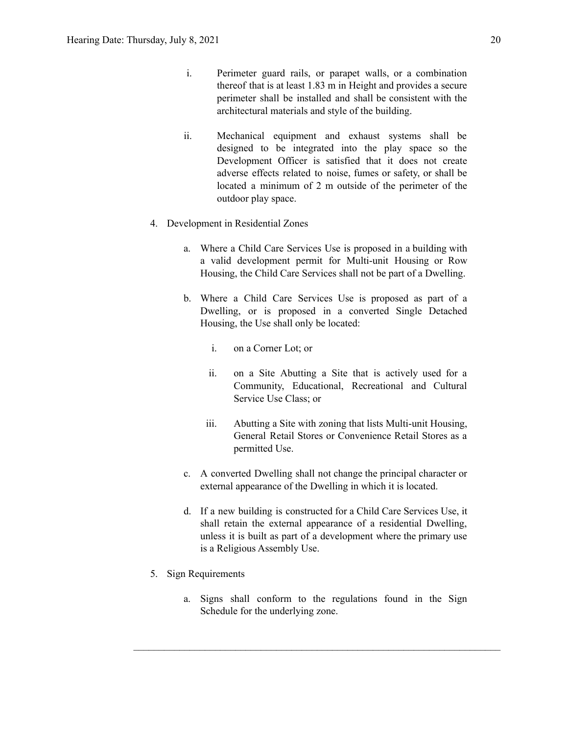i. Perimeter guard rails, or parapet walls, or a combination thereof that is at least 1.83 m in Height and provides a secure perimeter shall be installed and shall be consistent with the architectural materials and style of the building.

   ii. Mechanical equipment and exhaust systems shall be designed to be integrated into the play space so the Development Officer is satisfied that it does not create adverse effects related to noise, fumes or safety, or shall be located a minimum of 2 m outside of the perimeter of the outdoor play space.

4. Development in Residential Zones

   a. Where a Child Care Services Use is proposed in a building with a valid development permit for Multi-unit Housing or Row Housing, the Child Care Services shall not be part of a Dwelling.

   b. Where a Child Care Services Use is proposed as part of a Dwelling, or is proposed in a converted Single Detached Housing, the Use shall only be located:

      i. on a Corner Lot; or

      ii. on a Site Abutting a Site that is actively used for a Community, Educational, Recreational and Cultural Service Use Class; or

      iii. Abutting a Site with zoning that lists Multi-unit Housing, General Retail Stores or Convenience Retail Stores as a permitted Use.

   c. A converted Dwelling shall not change the principal character or external appearance of the Dwelling in which it is located.

   d. If a new building is constructed for a Child Care Services Use, it shall retain the external appearance of a residential Dwelling, unless it is built as part of a development where the primary use is a Religious Assembly Use.

5. Sign Requirements

   a. Signs shall conform to the regulations found in the Sign Schedule for the underlying zone.

---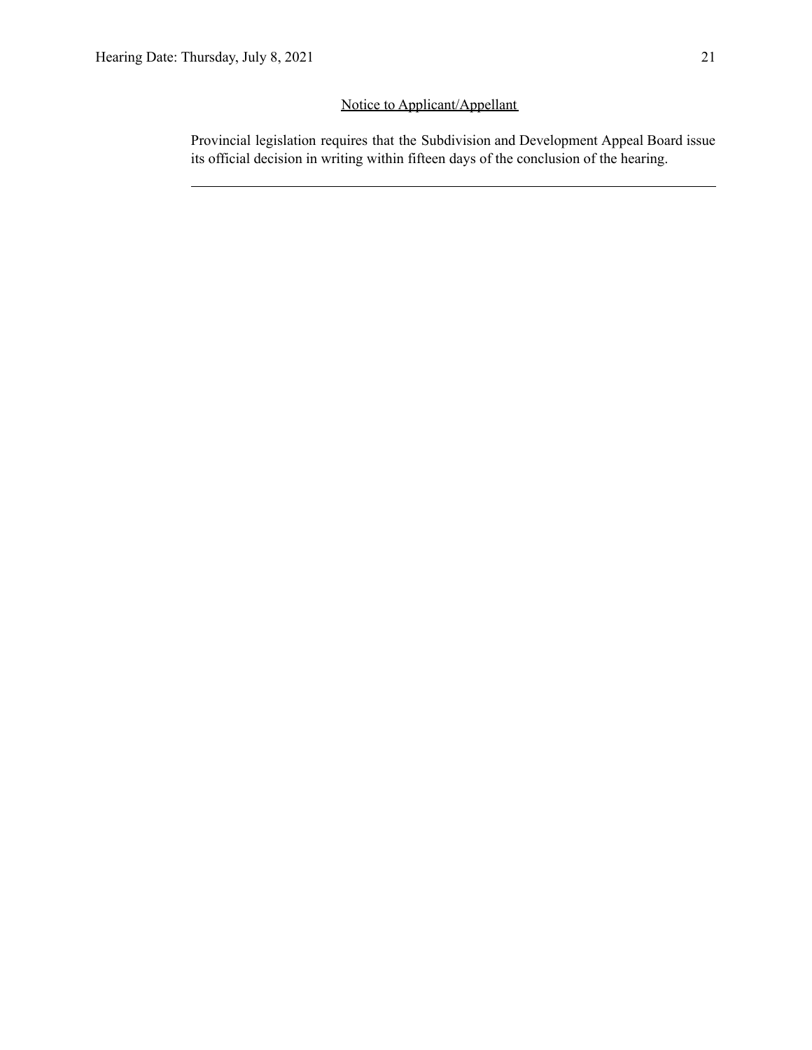<u>Notice to Applicant/Appellant</u>

Provincial legislation requires that the Subdivision and Development Appeal Board issue its official decision in writing within fifteen days of the conclusion of the hearing.

---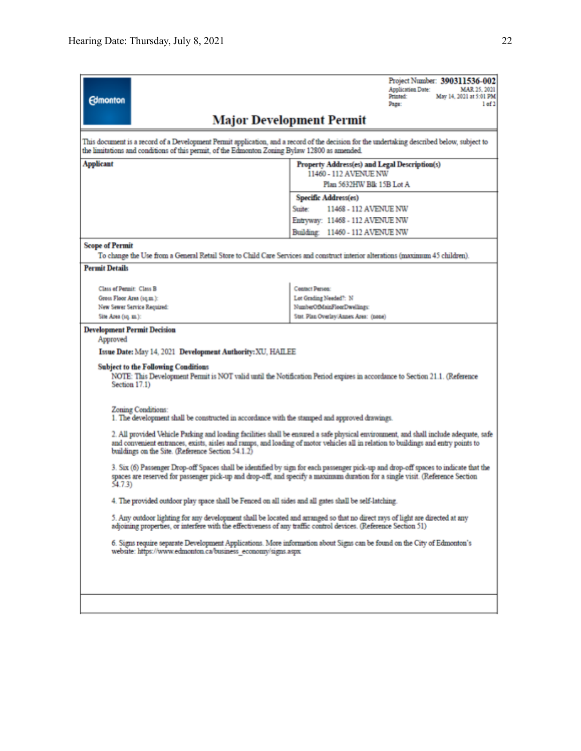Project Number: **390311536-002**
Application Date: MAR 25, 2021
Printed: May 14, 2021 at 5:01 PM
Page: 1 of 2

Edmonton

# Major Development Permit

This document is a record of a Development Permit application, and a record of the decision for the undertaking described below, subject to the limitations and conditions of this permit, of the Edmonton Zoning Bylaw 12800 as amended.

| **Applicant** | **Property Address(es) and Legal Description(s)** |
|---|---|
| | 11460 - 112 AVENUE NW<br>Plan 5632HW Blk 15B Lot A |
| | **Specific Address(es)** |
| | Suite: 11468 - 112 AVENUE NW |
| | Entryway: 11468 - 112 AVENUE NW |
| | Building: 11460 - 112 AVENUE NW |

**Scope of Permit**

To change the Use from a General Retail Store to Child Care Services and construct interior alterations (maximum 45 children).

**Permit Details**

| | |
|---|---|
| Class of Permit: Class B | Contact Person: |
| Gross Floor Area (sq.m.): | Lot Grading Needed?: N |
| New Sewer Service Required: | NumberOfMainFloorDwellings: |
| Site Area (sq. m.): | Stat. Plan Overlay/Annex Area: (none) |

**Development Permit Decision**

Approved

**Issue Date:** May 14, 2021 **Development Authority:** XU, HAILEE

**Subject to the Following Conditions**

NOTE: This Development Permit is NOT valid until the Notification Period expires in accordance to Section 21.1. (Reference Section 17.1)

Zoning Conditions:

1. The development shall be constructed in accordance with the stamped and approved drawings.

2. All provided Vehicle Parking and loading facilities shall be ensured a safe physical environment, and shall include adequate, safe and convenient entrances, exists, aisles and ramps, and loading of motor vehicles all in relation to buildings and entry points to buildings on the Site. (Reference Section 54.1.2)

3. Six (6) Passenger Drop-off Spaces shall be identified by sign for each passenger pick-up and drop-off spaces to indicate that the spaces are reserved for passenger pick-up and drop-off, and specify a maximum duration for a single visit. (Reference Section 54.7.3)

4. The provided outdoor play space shall be Fenced on all sides and all gates shall be self-latching.

5. Any outdoor lighting for any development shall be located and arranged so that no direct rays of light are directed at any adjoining properties, or interfere with the effectiveness of any traffic control devices. (Reference Section 51)

6. Signs require separate Development Applications. More information about Signs can be found on the City of Edmonton's website: https://www.edmonton.ca/business_economy/signs.aspx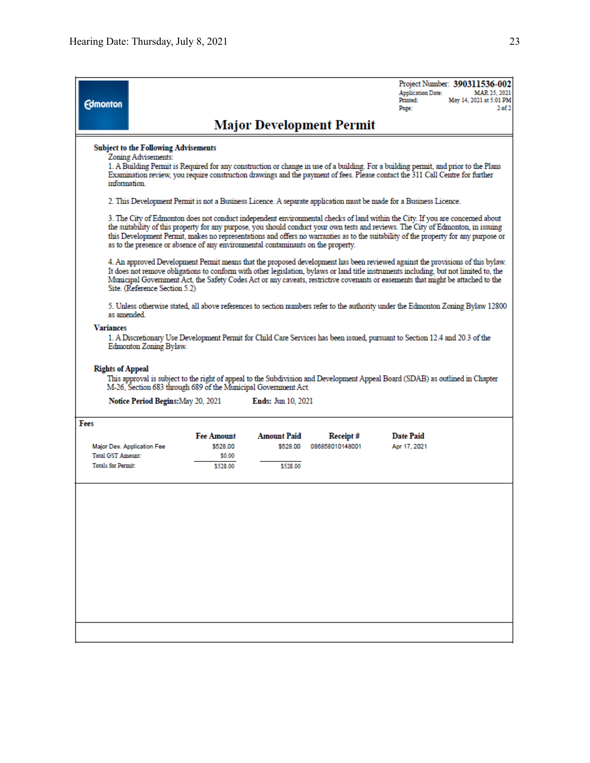Edmonton

Project Number: **390311536-002**
Application Date: MAR 25, 2021
Printed: May 14, 2021 at 5:01 PM
Page: 2 of 2

# Major Development Permit

**Subject to the Following Advisements**

Zoning Advisements:

1. A Building Permit is Required for any construction or change in use of a building. For a building permit, and prior to the Plans Examination review, you require construction drawings and the payment of fees. Please contact the 311 Call Centre for further information.

2. This Development Permit is not a Business Licence. A separate application must be made for a Business Licence.

3. The City of Edmonton does not conduct independent environmental checks of land within the City. If you are concerned about the suitability of this property for any purpose, you should conduct your own tests and reviews. The City of Edmonton, in issuing this Development Permit, makes no representations and offers no warranties as to the suitability of the property for any purpose or as to the presence or absence of any environmental contaminants on the property.

4. An approved Development Permit means that the proposed development has been reviewed against the provisions of this bylaw. It does not remove obligations to conform with other legislation, bylaws or land title instruments including, but not limited to, the Municipal Government Act, the Safety Codes Act or any caveats, restrictive covenants or easements that might be attached to the Site. (Reference Section 5.2)

5. Unless otherwise stated, all above references to section numbers refer to the authority under the Edmonton Zoning Bylaw 12800 as amended.

**Variances**

1. A Discretionary Use Development Permit for Child Care Services has been issued, pursuant to Section 12.4 and 20.3 of the Edmonton Zoning Bylaw.

**Rights of Appeal**

This approval is subject to the right of appeal to the Subdivision and Development Appeal Board (SDAB) as outlined in Chapter M-26, Section 683 through 689 of the Municipal Government Act.

**Notice Period Begins:** May 20, 2021 **Ends:** Jun 10, 2021

**Fees**

| | Fee Amount | Amount Paid | Receipt # | Date Paid |
|---|---|---|---|---|
| Major Dev. Application Fee | $528.00 | $528.00 | 086858010148001 | Apr 17, 2021 |
| Total GST Amount: | $0.00 | | | |
| Totals for Permit: | $528.00 | $528.00 | | |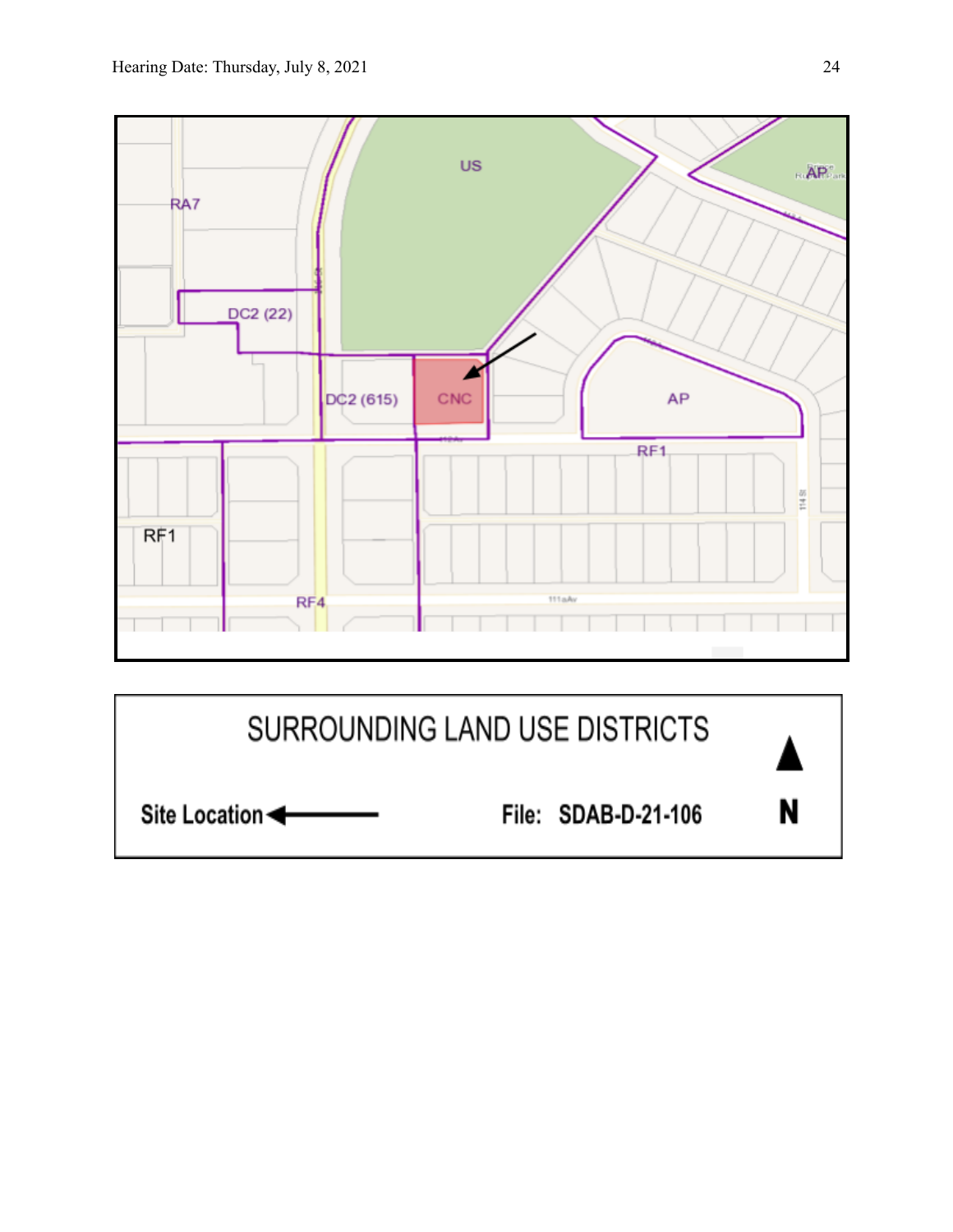US

AP

RA7

DC2 (22)

DC2 (615)

CNC

AP

RF1

RF1

RF4

SURROUNDING LAND USE DISTRICTS

Site Location

File: SDAB-D-21-106

N